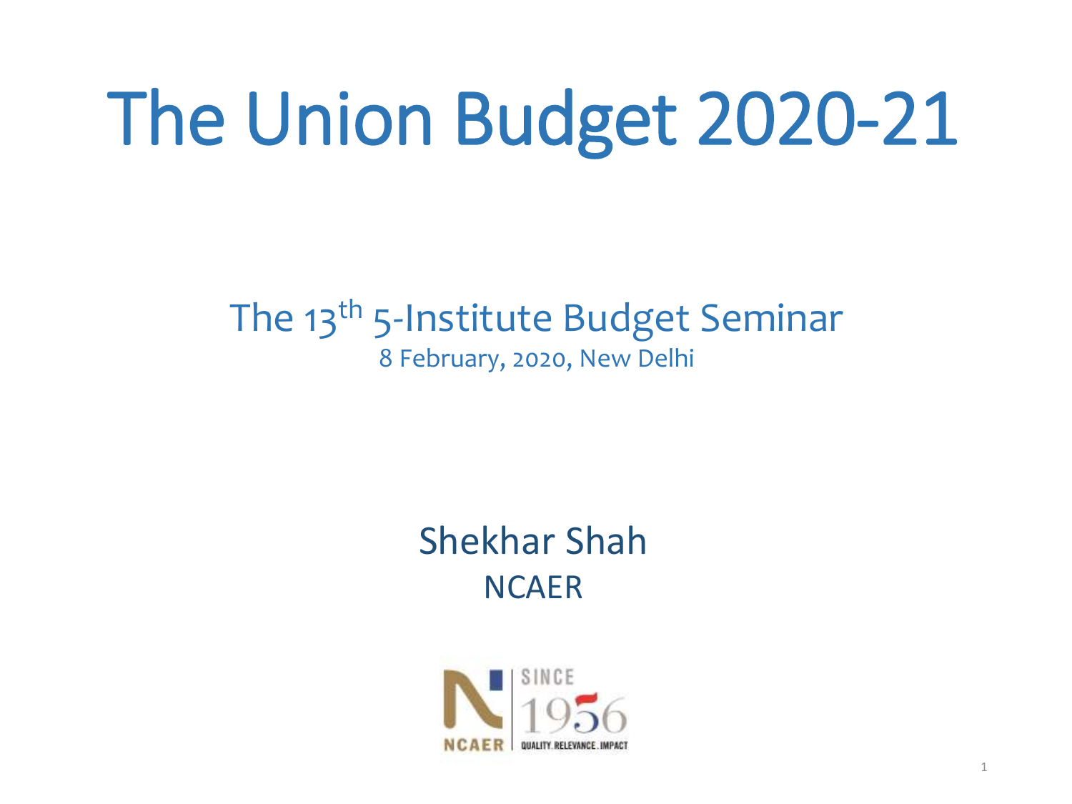# The Union Budget 2020-21

## The 13th 5-Institute Budget Seminar

8 February, 2020, New Delhi

Shekhar Shah

NCAER

NCAER | SINCE 1956 | QUALITY. RELEVANCE. IMPACT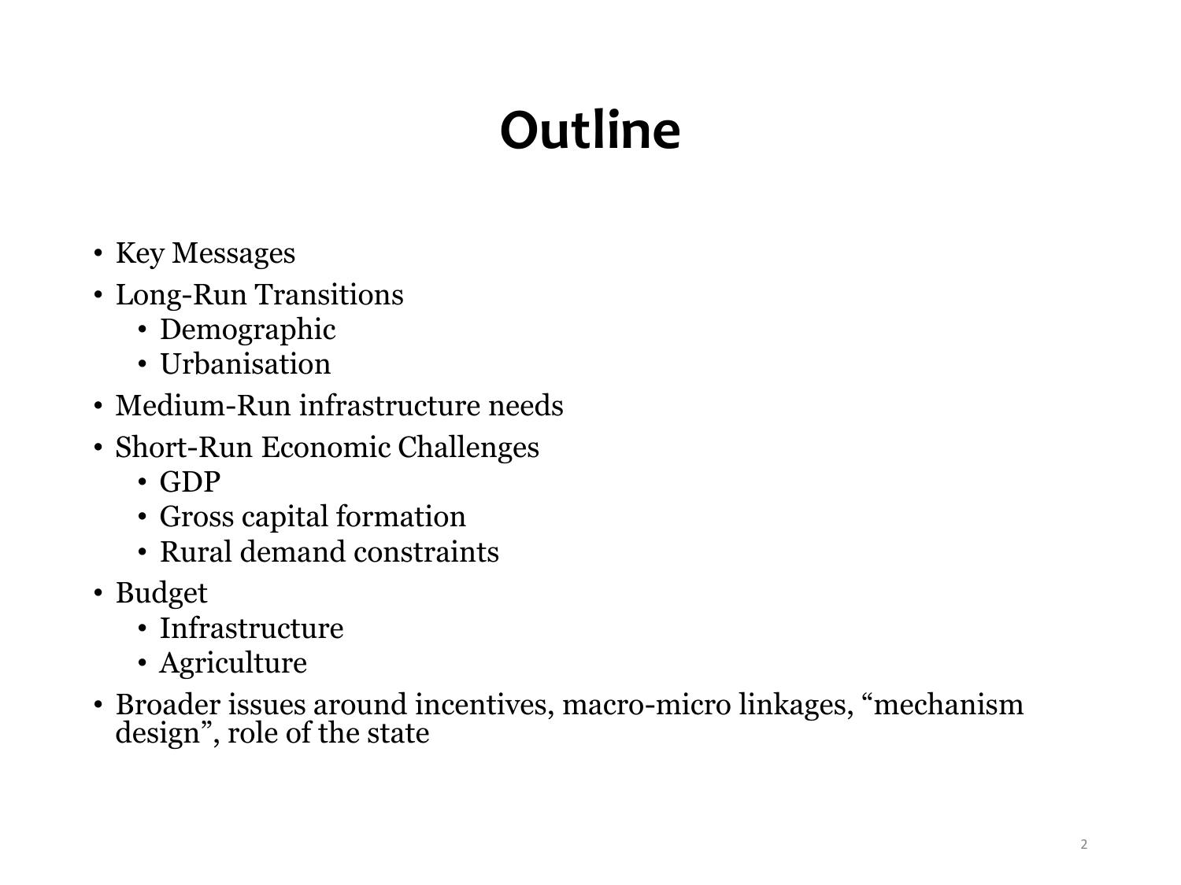# Outline

- Key Messages
- Long-Run Transitions
  - Demographic
  - Urbanisation
- Medium-Run infrastructure needs
- Short-Run Economic Challenges
  - GDP
  - Gross capital formation
  - Rural demand constraints
- Budget
  - Infrastructure
  - Agriculture
- Broader issues around incentives, macro-micro linkages, “mechanism design”, role of the state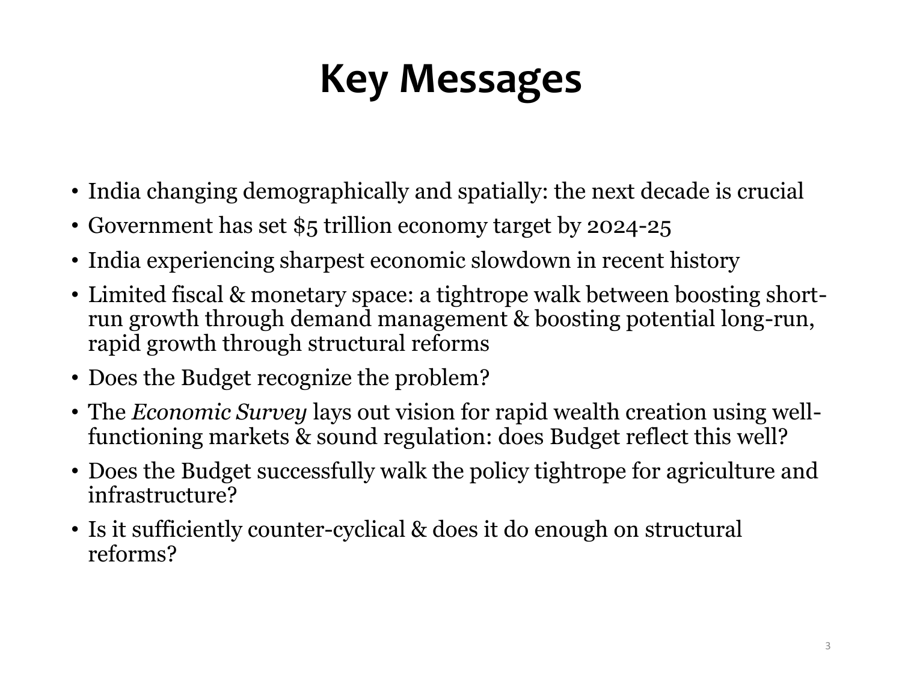# Key Messages

- India changing demographically and spatially: the next decade is crucial
- Government has set $5 trillion economy target by 2024-25
- India experiencing sharpest economic slowdown in recent history
- Limited fiscal & monetary space: a tightrope walk between boosting short-run growth through demand management & boosting potential long-run, rapid growth through structural reforms
- Does the Budget recognize the problem?
- The *Economic Survey* lays out vision for rapid wealth creation using well-functioning markets & sound regulation: does Budget reflect this well?
- Does the Budget successfully walk the policy tightrope for agriculture and infrastructure?
- Is it sufficiently counter-cyclical & does it do enough on structural reforms?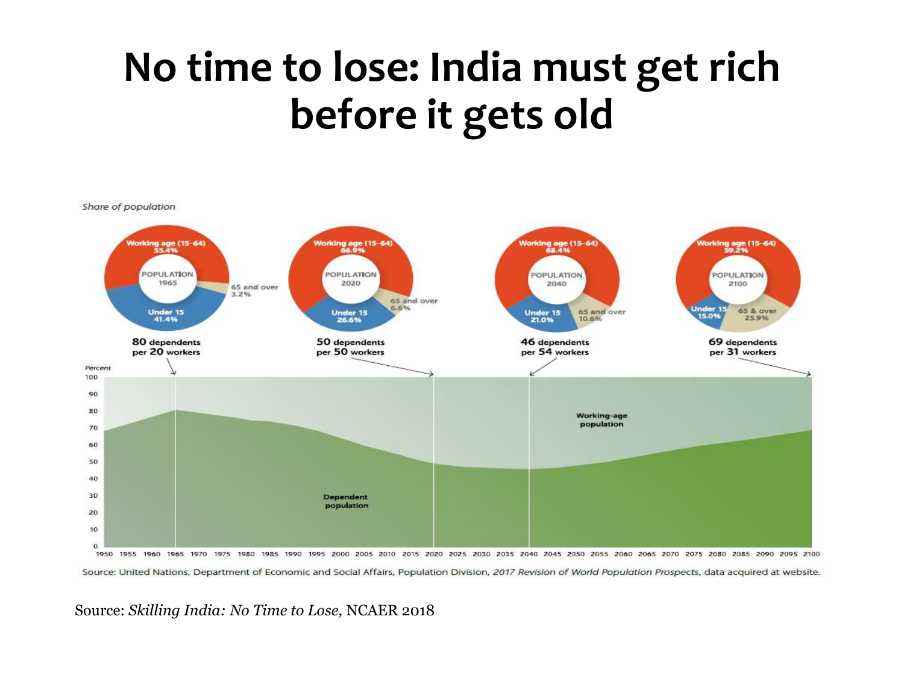# No time to lose: India must get rich before it gets old

Share of population

Working age (15–64) 55.4% | POPULATION 1965 | 65 and over 3.2% | Under 15 41.4%

**80** dependents per **20** workers

Working age (15–64) 66.9% | POPULATION 2020 | 65 and over 6.6% | Under 15 26.6%

**50** dependents per **50** workers

Working age (15–64) 68.4% | POPULATION 2040 | 65 and over 10.6% | Under 15 21.0%

**46** dependents per **54** workers

Working age (15–64) 59.2% | POPULATION 2100 | 65 & over 25.9% | Under 15 15.0%

**69** dependents per **31** workers

Percent

Working-age population

Dependent population

Source: United Nations, Department of Economic and Social Affairs, Population Division, *2017 Revision of World Population Prospects*, data acquired at website.

Source: *Skilling India: No Time to Lose,* NCAER 2018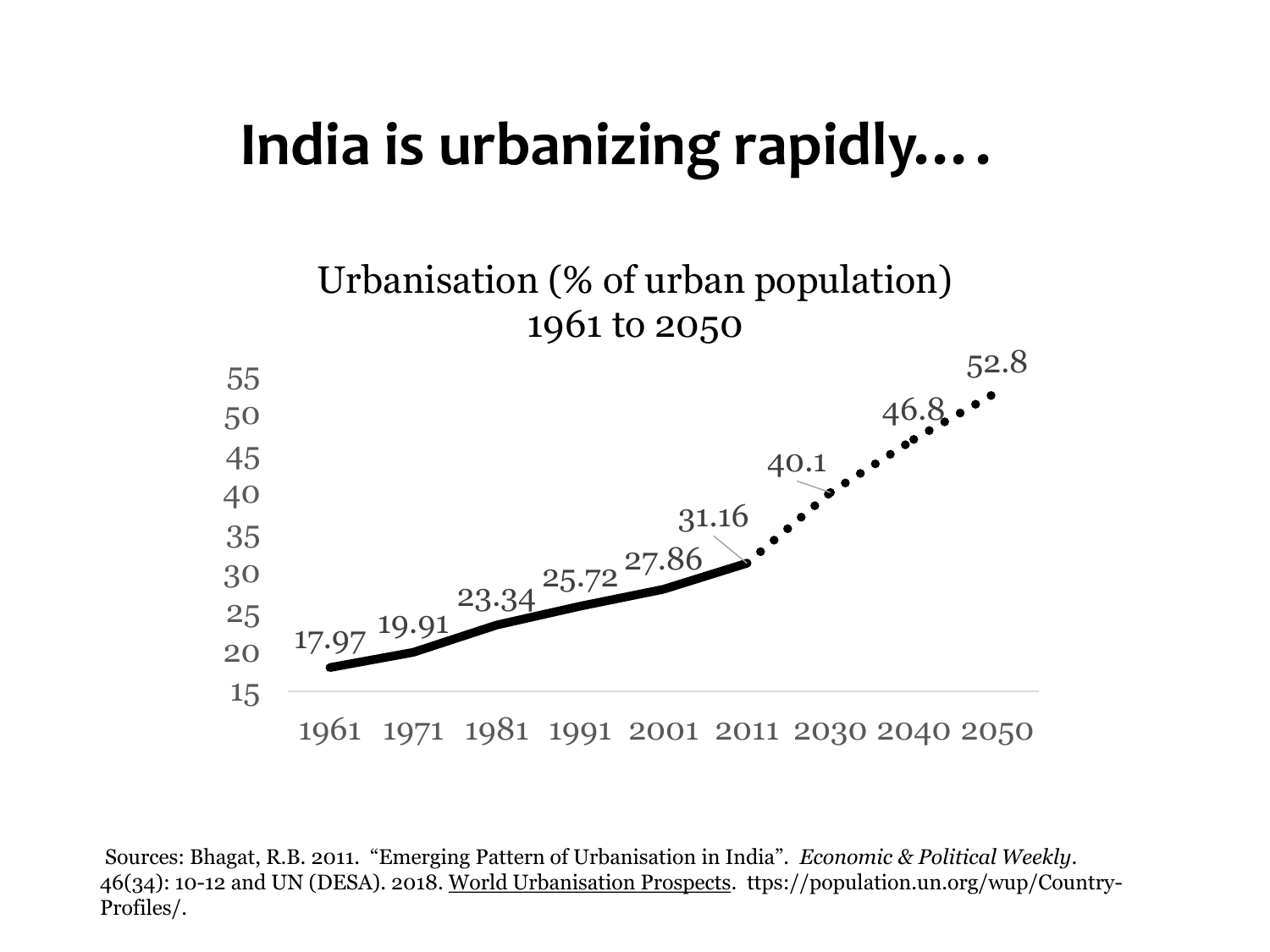# India is urbanizing rapidly….

Urbanisation (% of urban population)
1961 to 2050

| Year | % urban |
|---|---|
| 1961 | 17.97 |
| 1971 | 19.91 |
| 1981 | 23.34 |
| 1991 | 25.72 |
| 2001 | 27.86 |
| 2011 | 31.16 |
| 2030 | 40.1 |
| 2040 | 46.8 |
| 2050 | 52.8 |

Sources: Bhagat, R.B. 2011. "Emerging Pattern of Urbanisation in India". *Economic & Political Weekly*. 46(34): 10-12 and UN (DESA). 2018. World Urbanisation Prospects. ttps://population.un.org/wup/Country-Profiles/.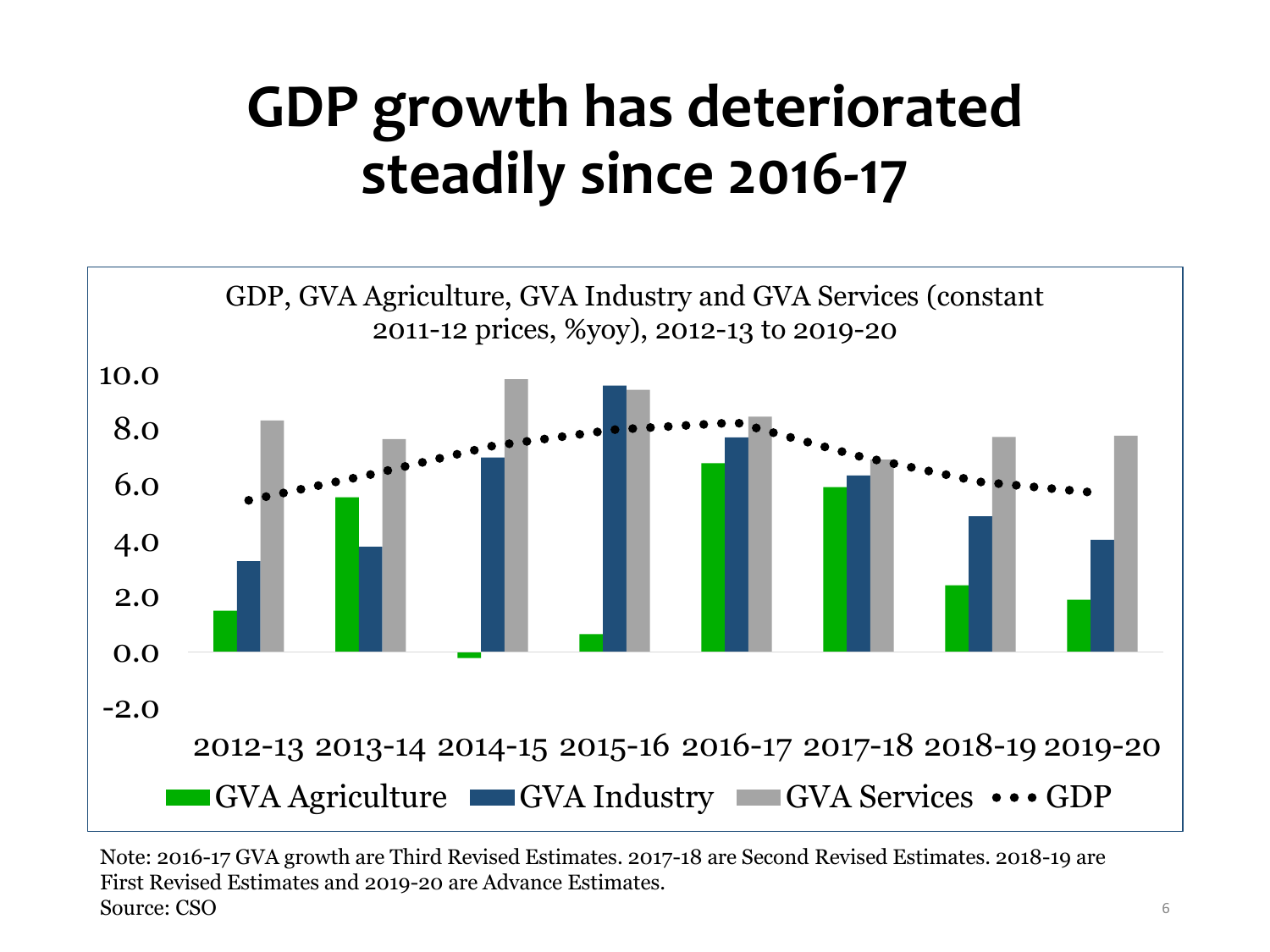# GDP growth has deteriorated steadily since 2016-17

GDP, GVA Agriculture, GVA Industry and GVA Services (constant 2011-12 prices, %yoy), 2012-13 to 2019-20

10.0
8.0
6.0
4.0
2.0
0.0
-2.0

2012-13 2013-14 2014-15 2015-16 2016-17 2017-18 2018-19 2019-20

GVA Agriculture | GVA Industry | GVA Services | GDP

Note: 2016-17 GVA growth are Third Revised Estimates. 2017-18 are Second Revised Estimates. 2018-19 are First Revised Estimates and 2019-20 are Advance Estimates.
Source: CSO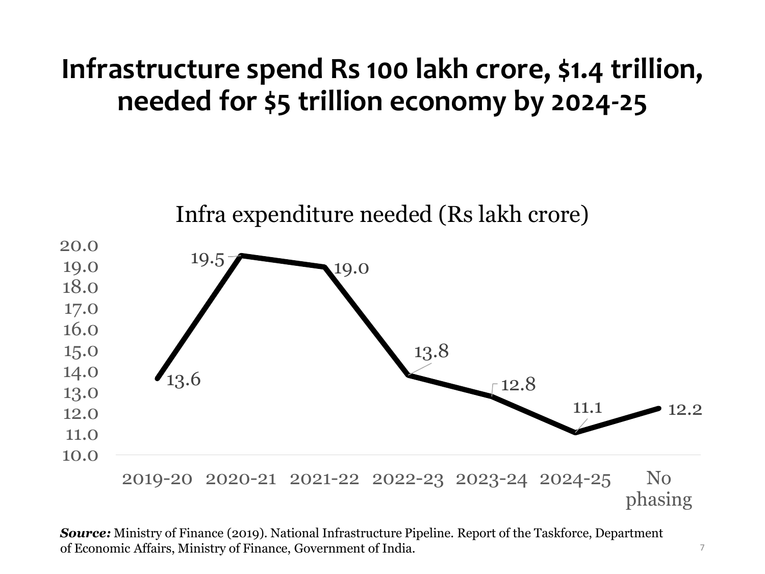# Infrastructure spend Rs 100 lakh crore, $1.4 trillion, needed for $5 trillion economy by 2024-25

Infra expenditure needed (Rs lakh crore)

| Year | Infra expenditure needed (Rs lakh crore) |
| --- | --- |
| 2019-20 | 13.6 |
| 2020-21 | 19.5 |
| 2021-22 | 19.0 |
| 2022-23 | 13.8 |
| 2023-24 | 12.8 |
| 2024-25 | 11.1 |
| No phasing | 12.2 |

***Source:*** Ministry of Finance (2019). National Infrastructure Pipeline. Report of the Taskforce, Department of Economic Affairs, Ministry of Finance, Government of India.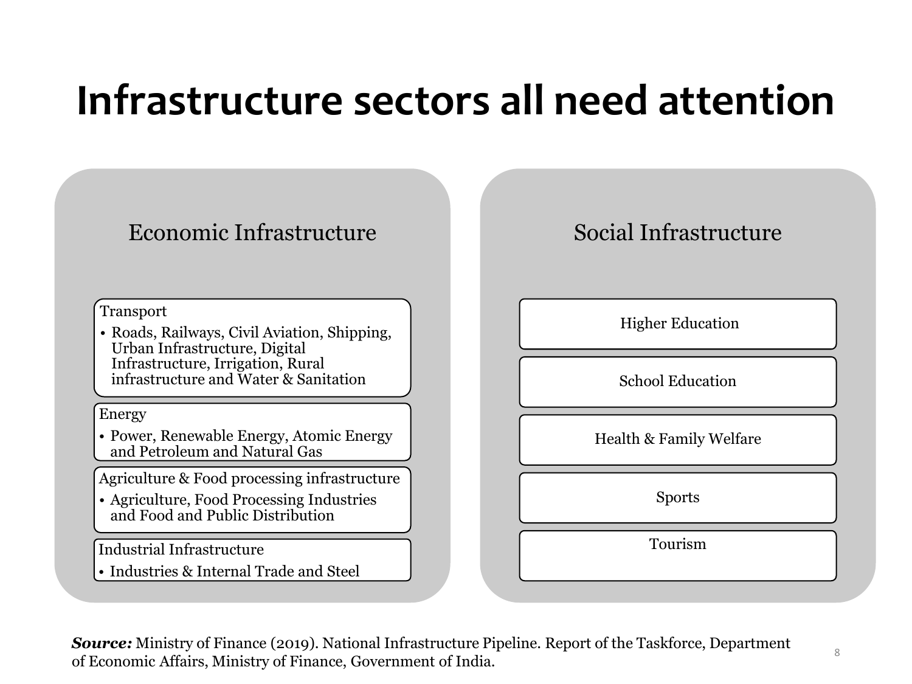# Infrastructure sectors all need attention

## Economic Infrastructure

**Transport**

- Roads, Railways, Civil Aviation, Shipping, Urban Infrastructure, Digital Infrastructure, Irrigation, Rural infrastructure and Water & Sanitation

**Energy**

- Power, Renewable Energy, Atomic Energy and Petroleum and Natural Gas

**Agriculture & Food processing infrastructure**

- Agriculture, Food Processing Industries and Food and Public Distribution

**Industrial Infrastructure**

- Industries & Internal Trade and Steel

## Social Infrastructure

- Higher Education
- School Education
- Health & Family Welfare
- Sports
- Tourism

***Source:*** Ministry of Finance (2019). National Infrastructure Pipeline. Report of the Taskforce, Department of Economic Affairs, Ministry of Finance, Government of India.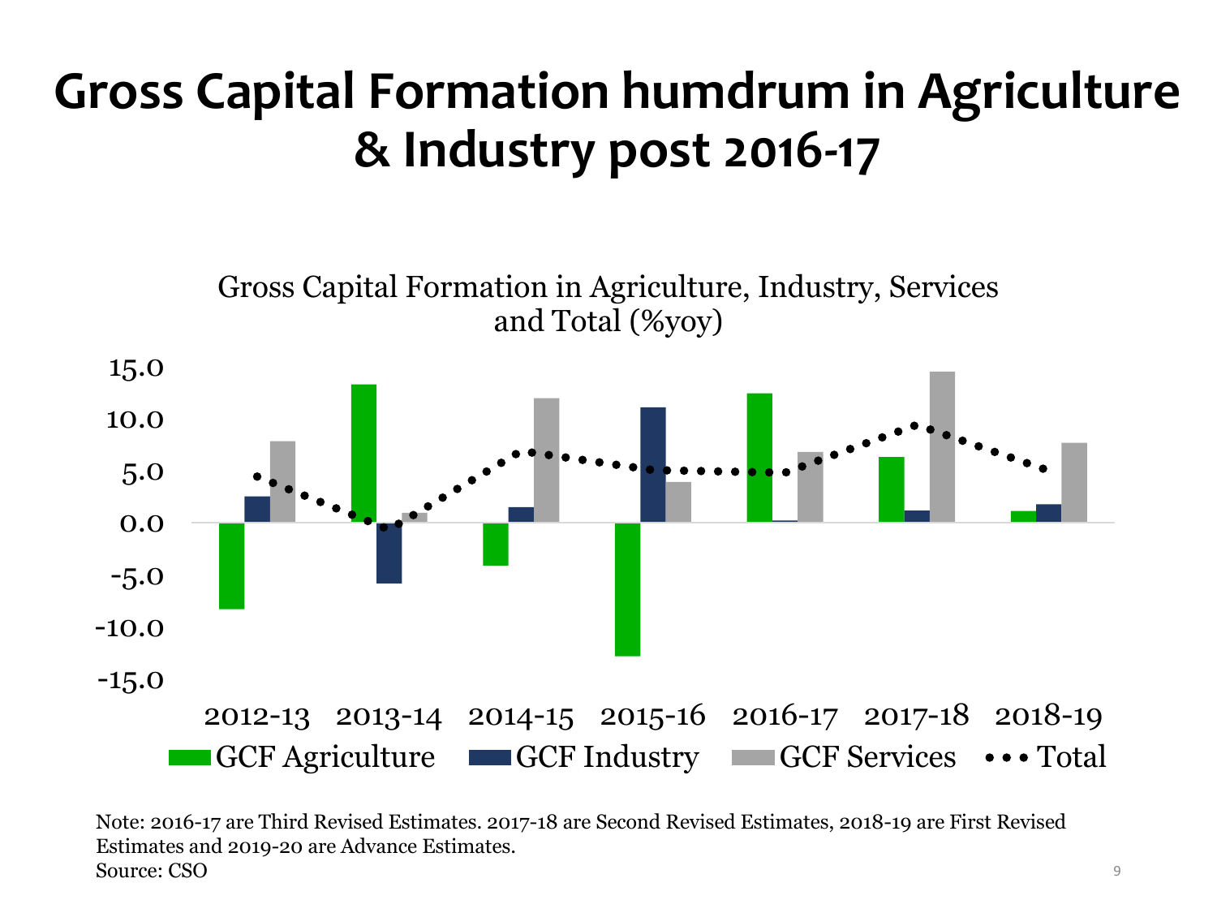# Gross Capital Formation humdrum in Agriculture & Industry post 2016-17

Gross Capital Formation in Agriculture, Industry, Services and Total (%yoy)

15.0
10.0
5.0
0.0
-5.0
-10.0
-15.0

2012-13 2013-14 2014-15 2015-16 2016-17 2017-18 2018-19

GCF Agriculture GCF Industry GCF Services Total

Note: 2016-17 are Third Revised Estimates. 2017-18 are Second Revised Estimates, 2018-19 are First Revised Estimates and 2019-20 are Advance Estimates.
Source: CSO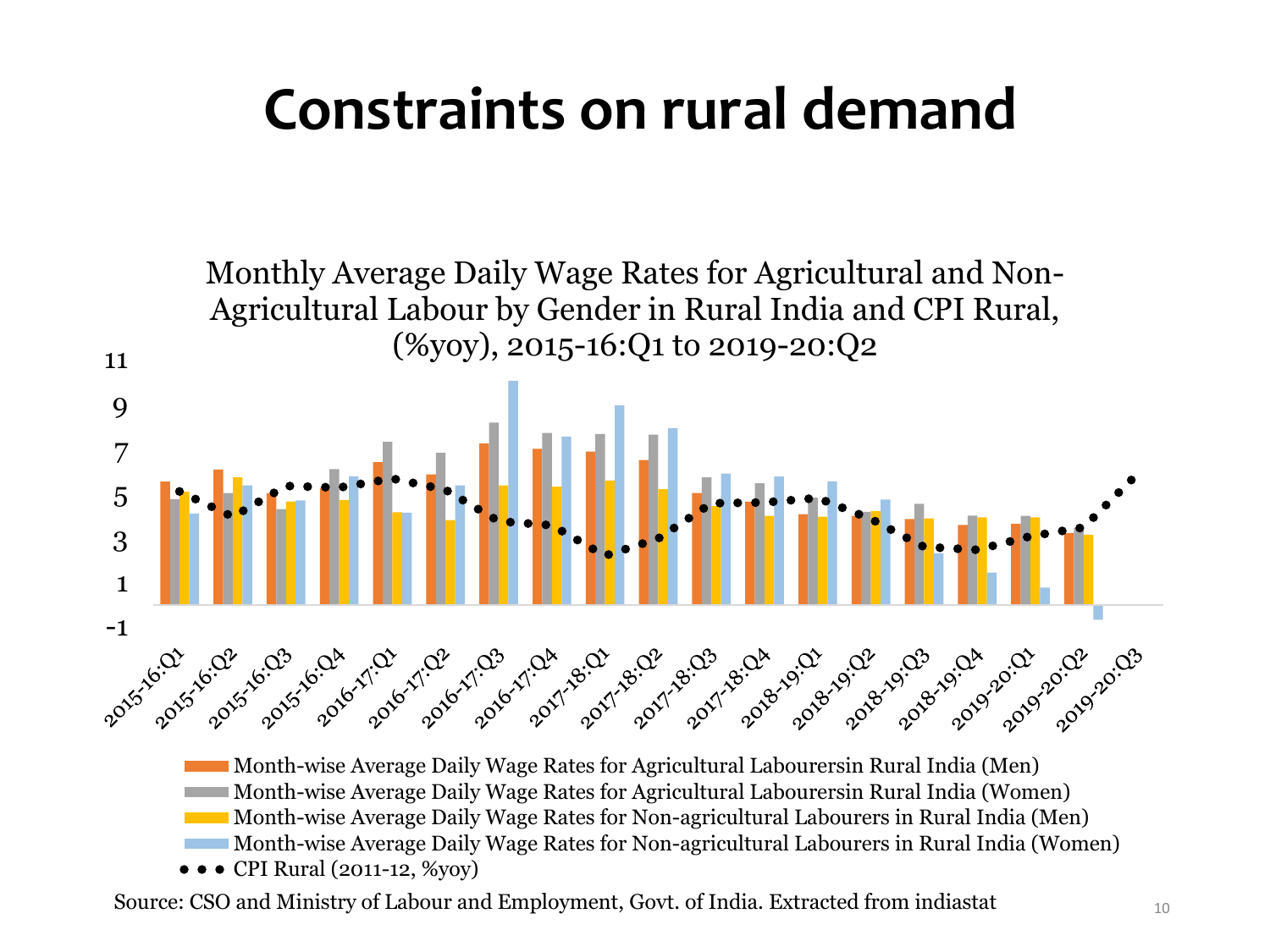# Constraints on rural demand

Monthly Average Daily Wage Rates for Agricultural and Non-Agricultural Labour by Gender in Rural India and CPI Rural, (%yoy), 2015-16:Q1 to 2019-20:Q2

- Month-wise Average Daily Wage Rates for Agricultural Laboures in Rural India (Men)
- Month-wise Average Daily Wage Rates for Agricultural Laboures in Rural India (Women)
- Month-wise Average Daily Wage Rates for Non-agricultural Labourers in Rural India (Men)
- Month-wise Average Daily Wage Rates for Non-agricultural Labourers in Rural India (Women)
- CPI Rural (2011-12, %yoy)

Source: CSO and Ministry of Labour and Employment, Govt. of India. Extracted from indiastat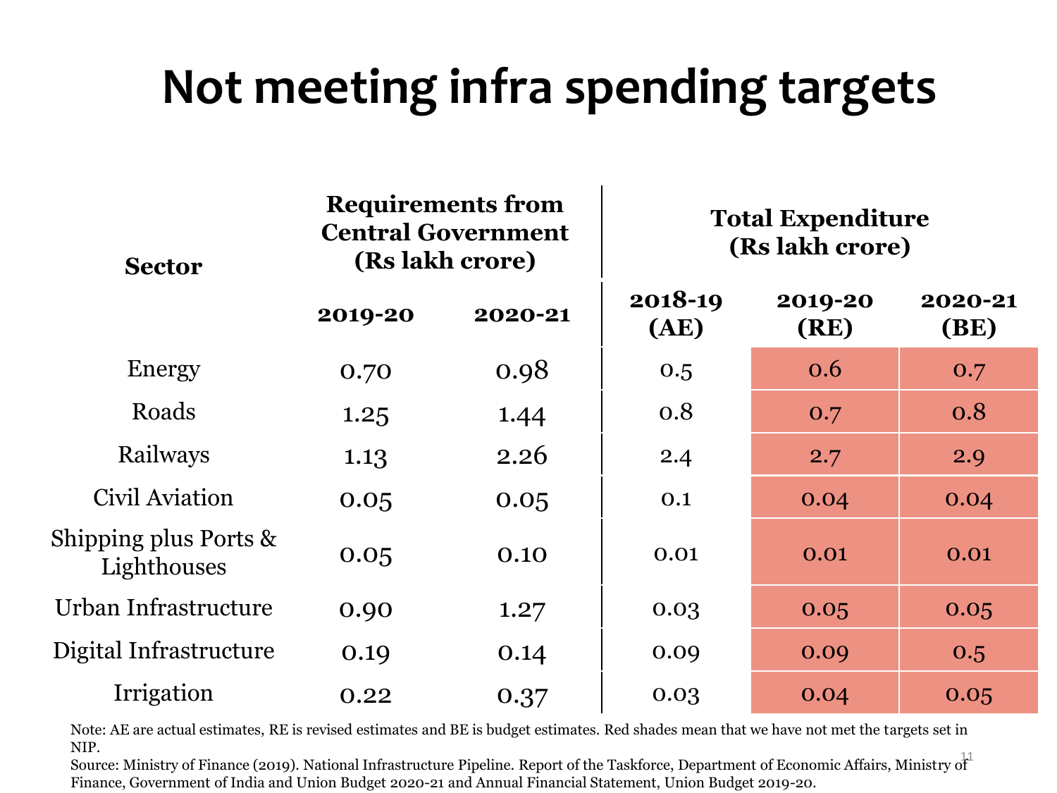# Not meeting infra spending targets

| Sector | Requirements from Central Government (Rs lakh crore) | | Total Expenditure (Rs lakh crore) | | |
|---|---|---|---|---|---|
| | 2019-20 | 2020-21 | 2018-19 (AE) | 2019-20 (RE) | 2020-21 (BE) |
| Energy | 0.70 | 0.98 | 0.5 | 0.6 | 0.7 |
| Roads | 1.25 | 1.44 | 0.8 | 0.7 | 0.8 |
| Railways | 1.13 | 2.26 | 2.4 | 2.7 | 2.9 |
| Civil Aviation | 0.05 | 0.05 | 0.1 | 0.04 | 0.04 |
| Shipping plus Ports & Lighthouses | 0.05 | 0.10 | 0.01 | 0.01 | 0.01 |
| Urban Infrastructure | 0.90 | 1.27 | 0.03 | 0.05 | 0.05 |
| Digital Infrastructure | 0.19 | 0.14 | 0.09 | 0.09 | 0.5 |
| Irrigation | 0.22 | 0.37 | 0.03 | 0.04 | 0.05 |

Note: AE are actual estimates, RE is revised estimates and BE is budget estimates. Red shades mean that we have not met the targets set in NIP.

Source: Ministry of Finance (2019). National Infrastructure Pipeline. Report of the Taskforce, Department of Economic Affairs, Ministry of Finance, Government of India and Union Budget 2020-21 and Annual Financial Statement, Union Budget 2019-20.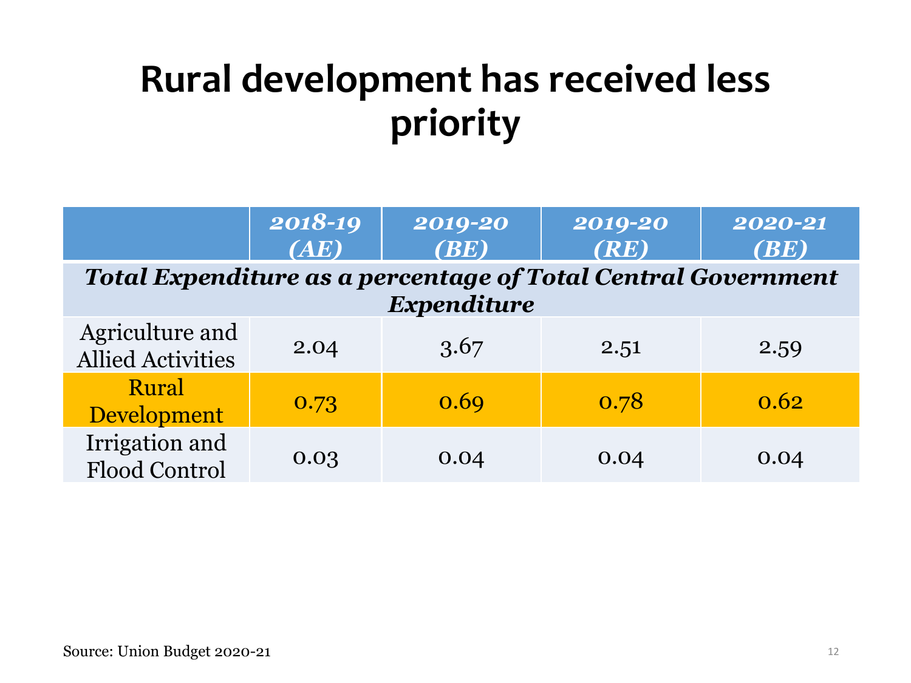# Rural development has received less priority

| | *2018-19 (AE)* | *2019-20 (BE)* | *2019-20 (RE)* | *2020-21 (BE)* |
|---|---|---|---|---|
| ***Total Expenditure as a percentage of Total Central Government Expenditure*** | | | | |
| Agriculture and Allied Activities | 2.04 | 3.67 | 2.51 | 2.59 |
| Rural Development | 0.73 | 0.69 | 0.78 | 0.62 |
| Irrigation and Flood Control | 0.03 | 0.04 | 0.04 | 0.04 |

Source: Union Budget 2020-21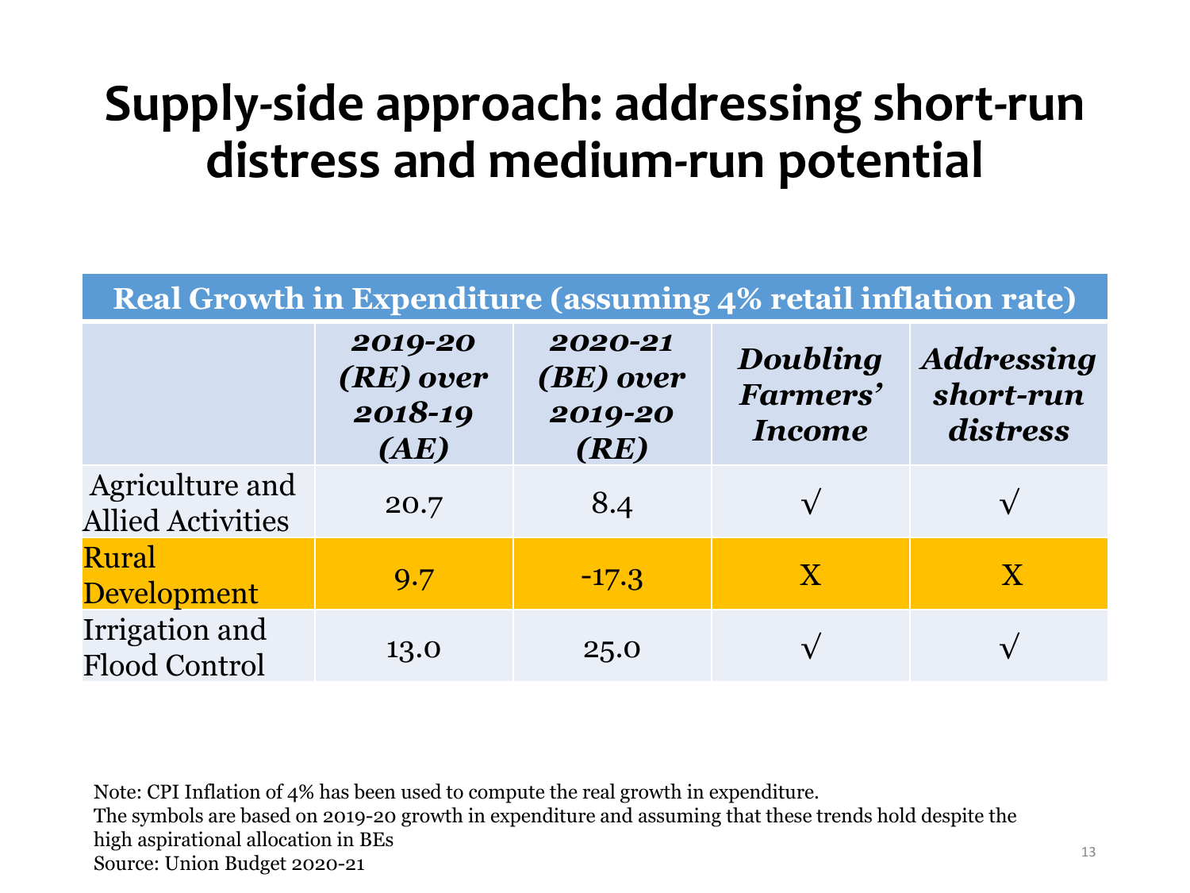# Supply-side approach: addressing short-run distress and medium-run potential

| Real Growth in Expenditure (assuming 4% retail inflation rate) | | | | |
|---|---|---|---|---|
| | ***2019-20 (RE) over 2018-19 (AE)*** | ***2020-21 (BE) over 2019-20 (RE)*** | ***Doubling Farmers' Income*** | ***Addressing short-run distress*** |
| Agriculture and Allied Activities | 20.7 | 8.4 | √ | √ |
| Rural Development | 9.7 | -17.3 | X | X |
| Irrigation and Flood Control | 13.0 | 25.0 | √ | √ |

Note: CPI Inflation of 4% has been used to compute the real growth in expenditure.
The symbols are based on 2019-20 growth in expenditure and assuming that these trends hold despite the high aspirational allocation in BEs
Source: Union Budget 2020-21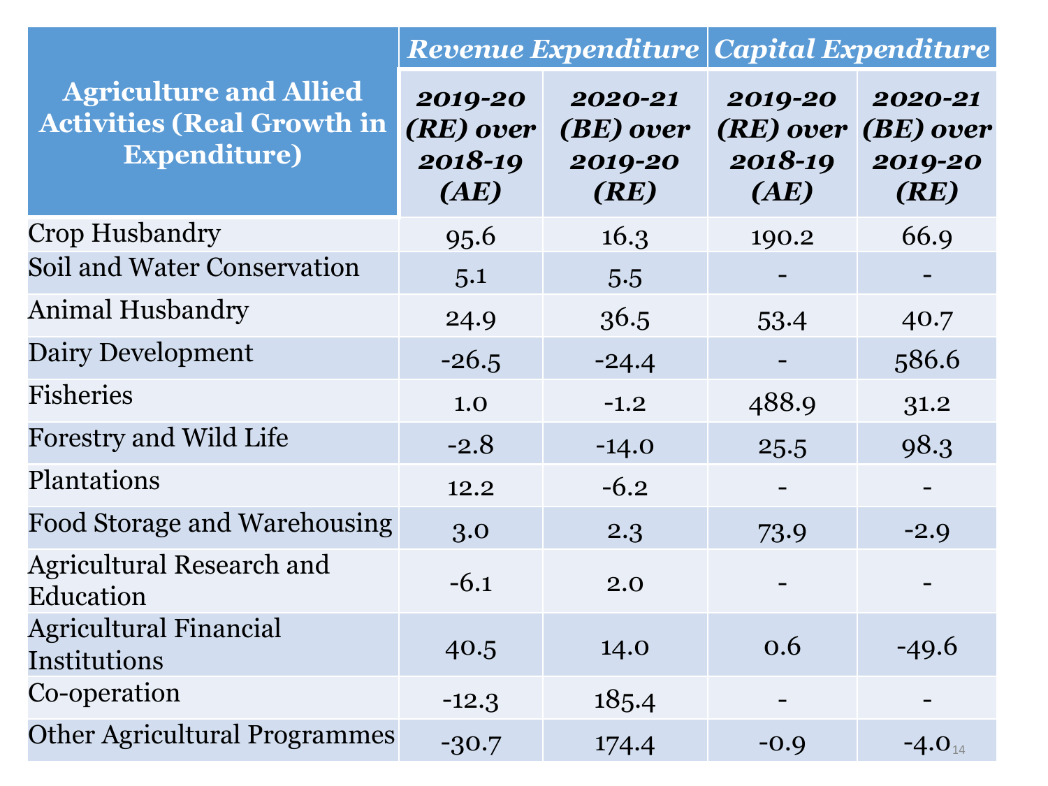| Agriculture and Allied Activities (Real Growth in Expenditure) | Revenue Expenditure | | Capital Expenditure | |
|---|---|---|---|---|
| | 2019-20 (RE) over 2018-19 (AE) | 2020-21 (BE) over 2019-20 (RE) | 2019-20 (RE) over 2018-19 (AE) | 2020-21 (BE) over 2019-20 (RE) |
| Crop Husbandry | 95.6 | 16.3 | 190.2 | 66.9 |
| Soil and Water Conservation | 5.1 | 5.5 | - | - |
| Animal Husbandry | 24.9 | 36.5 | 53.4 | 40.7 |
| Dairy Development | -26.5 | -24.4 | - | 586.6 |
| Fisheries | 1.0 | -1.2 | 488.9 | 31.2 |
| Forestry and Wild Life | -2.8 | -14.0 | 25.5 | 98.3 |
| Plantations | 12.2 | -6.2 | - | - |
| Food Storage and Warehousing | 3.0 | 2.3 | 73.9 | -2.9 |
| Agricultural Research and Education | -6.1 | 2.0 | - | - |
| Agricultural Financial Institutions | 40.5 | 14.0 | 0.6 | -49.6 |
| Co-operation | -12.3 | 185.4 | - | - |
| Other Agricultural Programmes | -30.7 | 174.4 | -0.9 | -4.0 |